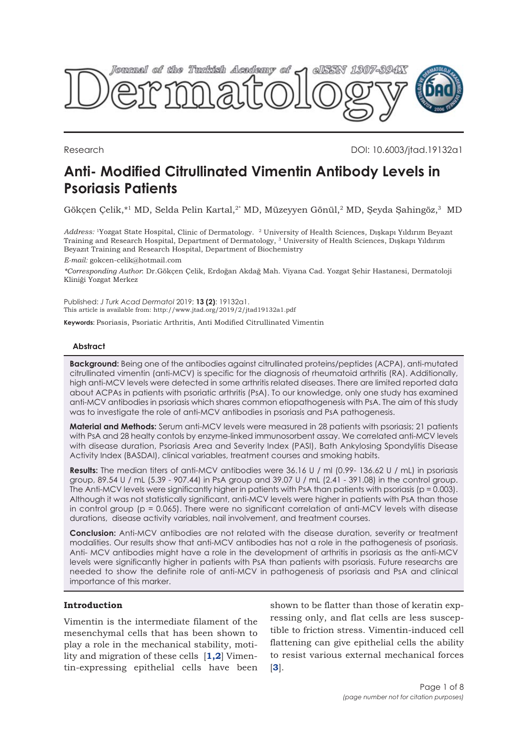Research

DOI: 10.6003/jtad.19132a1

# Anti- Modified Citrullinated Vimentin Antibody Levels in Psoriasis Patients

Gökçen Çelik,*[1] MD, Selda Pelin Kartal,[2*] MD, Müzeyyen Gönül,[2] MD, Şeyda Şahingöz,[3] MD

*Address:* [1]Yozgat State Hospital, Clinic of Dermatology. [2] University of Health Sciences, Dışkapı Yıldırım Beyazıt Training and Research Hospital, Department of Dermatology, [3] University of Health Sciences, Dışkapı Yıldırım Beyazıt Training and Research Hospital, Department of Biochemistry

*E-mail:* gokcen-celik@hotmail.com

*\*Corresponding Author*: Dr.Gökçen Çelik, Erdoğan Akdağ Mah. Viyana Cad. Yozgat Şehir Hastanesi, Dermatoloji Kliniği Yozgat Merkez

Published: *J Turk Acad Dermatol* 2019; **13 (2)**: 19132a1.
This article is available from: http://www.jtad.org/2019/2/jtad19132a1.pdf

**Keywords:** Psoriasis, Psoriatic Arthritis, Anti Modified Citrullinated Vimentin

## Abstract

**Background:** Being one of the antibodies against citrullinated proteins/peptides (ACPA), anti-mutated citrullinated vimentin (anti-MCV) is specific for the diagnosis of rheumatoid arthritis (RA). Additionally, high anti-MCV levels were detected in some arthritis related diseases. There are limited reported data about ACPAs in patients with psoriatic arthritis (PsA). To our knowledge, only one study has examined anti-MCV antibodies in psoriasis which shares common etiopathogenesis with PsA. The aim of this study was to investigate the role of anti-MCV antibodies in psoriasis and PsA pathogenesis.

**Material and Methods:** Serum anti-MCV levels were measured in 28 patients with psoriasis; 21 patients with PsA and 28 healty contols by enzyme-linked immunosorbent assay. We correlated anti-MCV levels with disease duration, Psoriasis Area and Severity Index (PASI), Bath Ankylosing Spondylitis Disease Activity Index (BASDAI), clinical variables, treatment courses and smoking habits.

**Results:** The median titers of anti-MCV antibodies were 36.16 U / ml (0.99- 136.62 U / mL) in psoriasis group, 89.54 U / mL (5.39 - 907.44) in PsA group and 39.07 U / mL (2.41 - 391.08) in the control group. The Anti-MCV levels were significantly higher in patients with PsA than patients with psoriasis ($p = 0.003$). Although it was not statistically significant, anti-MCV levels were higher in patients with PsA than those in control group ($p = 0.065$). There were no significant correlation of anti-MCV levels with disease durations, disease activity variables, nail involvement, and treatment courses.

**Conclusion:** Anti-MCV antibodies are not related with the disease duration, severity or treatment modalities. Our results show that anti-MCV antibodies has not a role in the pathogenesis of psoriasis. Anti- MCV antibodies might have a role in the development of arthritis in psoriasis as the anti-MCV levels were significantly higher in patients with PsA than patients with psoriasis. Future researchs are needed to show the definite role of anti-MCV in pathogenesis of psoriasis and PsA and clinical importance of this marker.

## Introduction

Vimentin is the intermediate filament of the mesenchymal cells that has been shown to play a role in the mechanical stability, motility and migration of these cells [1,2] Vimentin-expressing epithelial cells have been shown to be flatter than those of keratin expressing only, and flat cells are less susceptible to friction stress. Vimentin-induced cell flattening can give epithelial cells the ability to resist various external mechanical forces [3].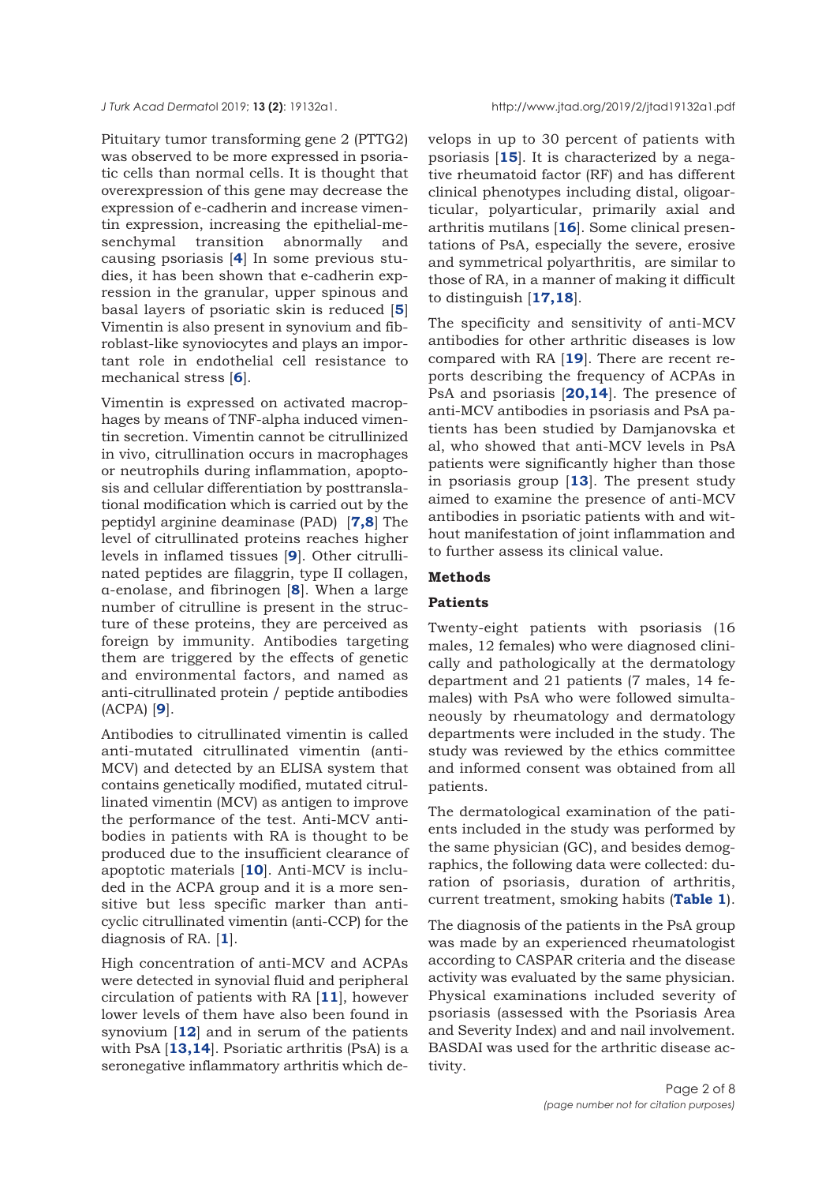Pituitary tumor transforming gene 2 (PTTG2) was observed to be more expressed in psoriatic cells than normal cells. It is thought that overexpression of this gene may decrease the expression of e-cadherin and increase vimentin expression, increasing the epithelial-mesenchymal transition abnormally and causing psoriasis [**4**] In some previous studies, it has been shown that e-cadherin expression in the granular, upper spinous and basal layers of psoriatic skin is reduced [**5**] Vimentin is also present in synovium and fibroblast-like synoviocytes and plays an important role in endothelial cell resistance to mechanical stress [**6**].

Vimentin is expressed on activated macrophages by means of TNF-alpha induced vimentin secretion. Vimentin cannot be citrullinized in vivo, citrullination occurs in macrophages or neutrophils during inflammation, apoptosis and cellular differentiation by posttranslational modification which is carried out by the peptidyl arginine deaminase (PAD) [**7,8**] The level of citrullinated proteins reaches higher levels in inflamed tissues [**9**]. Other citrullinated peptides are filaggrin, type II collagen, α-enolase, and fibrinogen [**8**]. When a large number of citrulline is present in the structure of these proteins, they are perceived as foreign by immunity. Antibodies targeting them are triggered by the effects of genetic and environmental factors, and named as anti-citrullinated protein / peptide antibodies (ACPA) [**9**].

Antibodies to citrullinated vimentin is called anti-mutated citrullinated vimentin (anti-MCV) and detected by an ELISA system that contains genetically modified, mutated citrullinated vimentin (MCV) as antigen to improve the performance of the test. Anti-MCV antibodies in patients with RA is thought to be produced due to the insufficient clearance of apoptotic materials [**10**]. Anti-MCV is included in the ACPA group and it is a more sensitive but less specific marker than anti-cyclic citrullinated vimentin (anti-CCP) for the diagnosis of RA. [**1**].

High concentration of anti-MCV and ACPAs were detected in synovial fluid and peripheral circulation of patients with RA [**11**], however lower levels of them have also been found in synovium [**12**] and in serum of the patients with PsA [**13,14**]. Psoriatic arthritis (PsA) is a seronegative inflammatory arthritis which develops in up to 30 percent of patients with psoriasis [**15**]. It is characterized by a negative rheumatoid factor (RF) and has different clinical phenotypes including distal, oligoarticular, polyarticular, primarily axial and arthritis mutilans [**16**]. Some clinical presentations of PsA, especially the severe, erosive and symmetrical polyarthritis, are similar to those of RA, in a manner of making it difficult to distinguish [**17,18**].

The specificity and sensitivity of anti-MCV antibodies for other arthritic diseases is low compared with RA [**19**]. There are recent reports describing the frequency of ACPAs in PsA and psoriasis [**20,14**]. The presence of anti-MCV antibodies in psoriasis and PsA patients has been studied by Damjanovska et al, who showed that anti-MCV levels in PsA patients were significantly higher than those in psoriasis group [**13**]. The present study aimed to examine the presence of anti-MCV antibodies in psoriatic patients with and without manifestation of joint inflammation and to further assess its clinical value.

## Methods

### Patients

Twenty-eight patients with psoriasis (16 males, 12 females) who were diagnosed clinically and pathologically at the dermatology department and 21 patients (7 males, 14 females) with PsA who were followed simultaneously by rheumatology and dermatology departments were included in the study. The study was reviewed by the ethics committee and informed consent was obtained from all patients.

The dermatological examination of the patients included in the study was performed by the same physician (GC), and besides demographics, the following data were collected: duration of psoriasis, duration of arthritis, current treatment, smoking habits (**Table 1**).

The diagnosis of the patients in the PsA group was made by an experienced rheumatologist according to CASPAR criteria and the disease activity was evaluated by the same physician. Physical examinations included severity of psoriasis (assessed with the Psoriasis Area and Severity Index) and and nail involvement. BASDAI was used for the arthritic disease activity.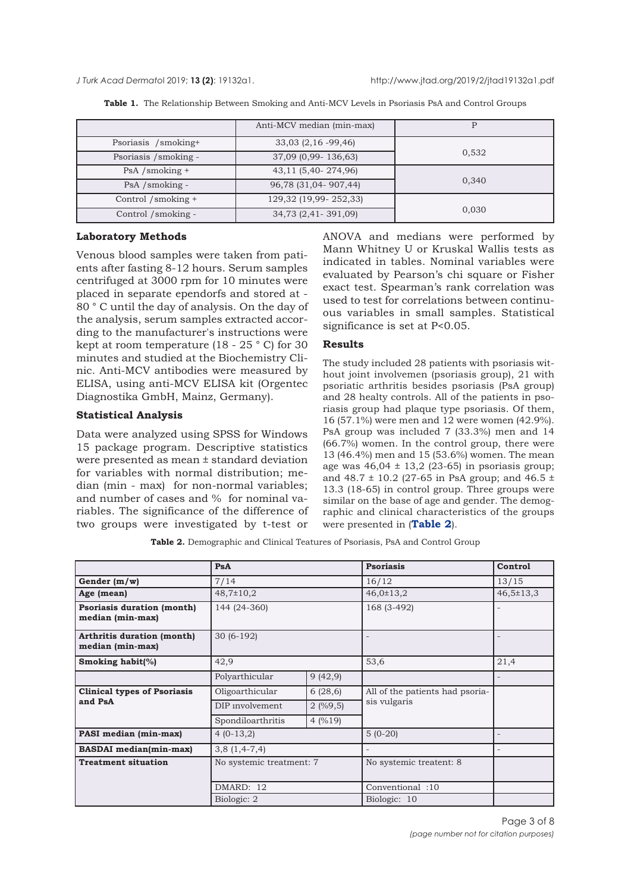**Table 1.** The Relationship Between Smoking and Anti-MCV Levels in Psoriasis PsA and Control Groups

| | Anti-MCV median (min-max) | P |
|---|---|---|
| Psoriasis /smoking+ | 33,03 (2,16 -99,46) | 0,532 |
| Psoriasis /smoking - | 37,09 (0,99- 136,63) | |
| PsA /smoking + | 43,11 (5,40- 274,96) | 0,340 |
| PsA /smoking - | 96,78 (31,04- 907,44) | |
| Control /smoking + | 129,32 (19,99- 252,33) | 0,030 |
| Control /smoking - | 34,73 (2,41- 391,09) | |

### Laboratory Methods

Venous blood samples were taken from patients after fasting 8-12 hours. Serum samples centrifuged at 3000 rpm for 10 minutes were placed in separate ependorfs and stored at -80 ° C until the day of analysis. On the day of the analysis, serum samples extracted according to the manufacturer's instructions were kept at room temperature (18 - 25 ° C) for 30 minutes and studied at the Biochemistry Clinic. Anti-MCV antibodies were measured by ELISA, using anti-MCV ELISA kit (Orgentec Diagnostika GmbH, Mainz, Germany).

### Statistical Analysis

Data were analyzed using SPSS for Windows 15 package program. Descriptive statistics were presented as mean ± standard deviation for variables with normal distribution; median (min - max) for non-normal variables; and number of cases and % for nominal variables. The significance of the difference of two groups were investigated by t-test or ANOVA and medians were performed by Mann Whitney U or Kruskal Wallis tests as indicated in tables. Nominal variables were evaluated by Pearson's chi square or Fisher exact test. Spearman's rank correlation was used to test for correlations between continuous variables in small samples. Statistical significance is set at P<0.05.

### Results

The study included 28 patients with psoriasis without joint involvemen (psoriasis group), 21 with psoriatic arthritis besides psoriasis (PsA group) and 28 healty controls. All of the patients in psoriasis group had plaque type psoriasis. Of them, 16 (57.1%) were men and 12 were women (42.9%). PsA group was included 7 (33.3%) men and 14 (66.7%) women. In the control group, there were 13 (46.4%) men and 15 (53.6%) women. The mean age was 46,04 ± 13,2 (23-65) in psoriasis group; and 48.7 ± 10.2 (27-65 in PsA group; and 46.5 ± 13.3 (18-65) in control group. Three groups were similar on the base of age and gender. The demographic and clinical characteristics of the groups were presented in (**Table 2**).

**Table 2.** Demographic and Clinical Teatures of Psoriasis, PsA and Control Group

| | **PsA** | | **Psoriasis** | **Control** |
|---|---|---|---|---|
| **Gender (m/w)** | 7/14 | | 16/12 | 13/15 |
| **Age (mean)** | 48,7±10,2 | | 46,0±13,2 | 46,5±13,3 |
| **Psoriasis duration (month) median (min-max)** | 144 (24-360) | | 168 (3-492) | - |
| **Arthritis duration (month) median (min-max)** | 30 (6-192) | | - | - |
| **Smoking habit(%)** | 42,9 | | 53,6 | 21,4 |
| | Polyarthicular | 9 (42,9) | | - |
| **Clinical types of Psoriasis and PsA** | Oligoarthicular | 6 (28,6) | All of the patients had psoriasis vulgaris | |
| | DIP involvement | 2 (%9,5) | | |
| | Spondiloarthritis | 4 (%19) | | |
| **PASI median (min-max)** | 4 (0-13,2) | | 5 (0-20) | - |
| **BASDAI median(min-max)** | 3,8 (1,4-7,4) | | - | - |
| **Treatment situation** | No systemic treatment: 7 | | No systemic treatent: 8 | |
| | DMARD: 12 | | Conventional :10 | |
| | Biologic: 2 | | Biologic: 10 | |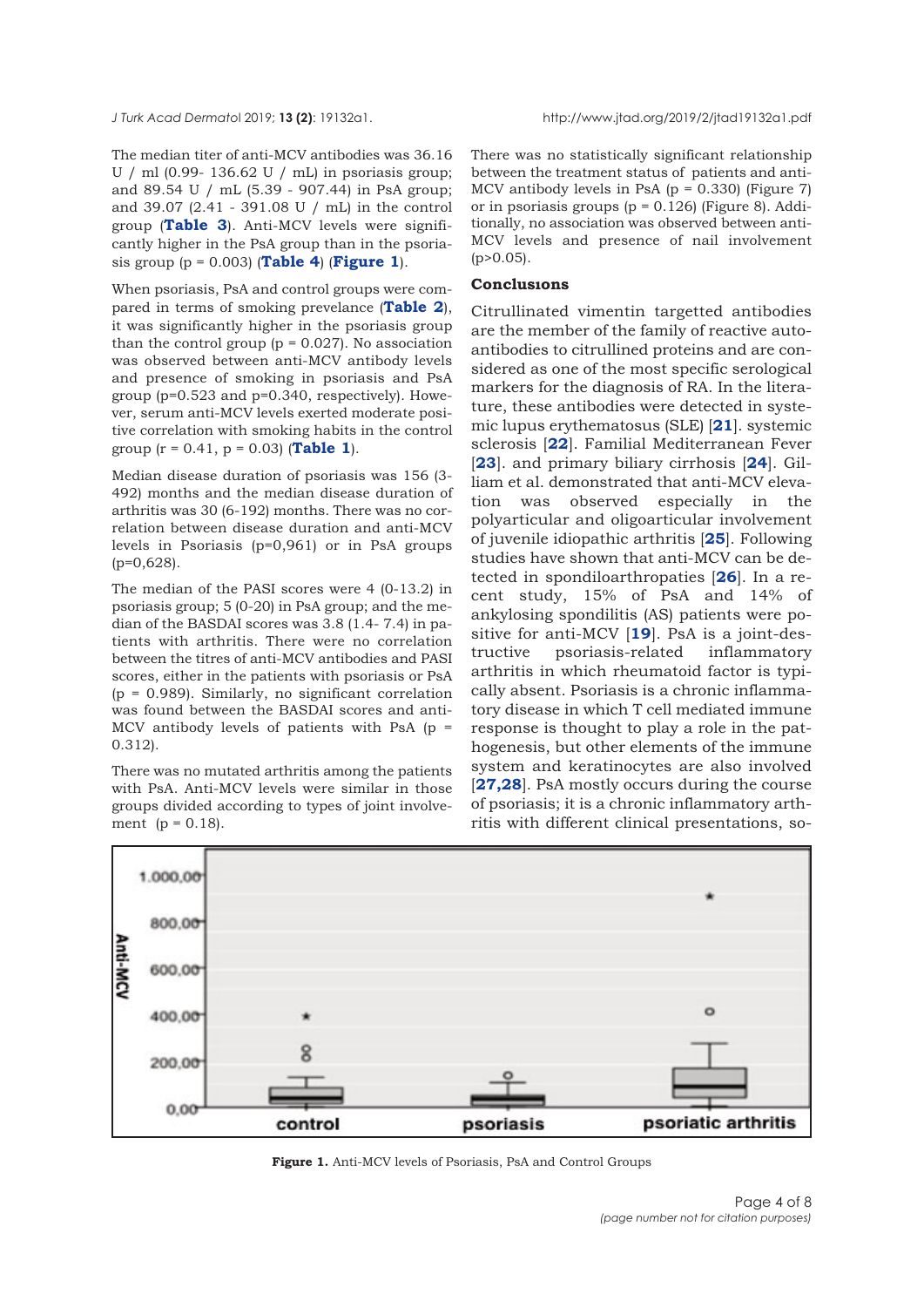The median titer of anti-MCV antibodies was 36.16 U / ml (0.99- 136.62 U / mL) in psoriasis group; and 89.54 U / mL (5.39 - 907.44) in PsA group; and 39.07 (2.41 - 391.08 U / mL) in the control group (**Table 3**). Anti-MCV levels were significantly higher in the PsA group than in the psoriasis group (p = 0.003) (**Table 4**) (**Figure 1**).

When psoriasis, PsA and control groups were compared in terms of smoking prevelance (**Table 2**), it was significantly higher in the psoriasis group than the control group (p = 0.027). No association was observed between anti-MCV antibody levels and presence of smoking in psoriasis and PsA group (p=0.523 and p=0.340, respectively). However, serum anti-MCV levels exerted moderate positive correlation with smoking habits in the control group (r = 0.41, p = 0.03) (**Table 1**).

Median disease duration of psoriasis was 156 (3-492) months and the median disease duration of arthritis was 30 (6-192) months. There was no correlation between disease duration and anti-MCV levels in Psoriasis (p=0,961) or in PsA groups (p=0,628).

The median of the PASI scores were 4 (0-13.2) in psoriasis group; 5 (0-20) in PsA group; and the median of the BASDAI scores was 3.8 (1.4- 7.4) in patients with arthritis. There were no correlation between the titres of anti-MCV antibodies and PASI scores, either in the patients with psoriasis or PsA (p = 0.989). Similarly, no significant correlation was found between the BASDAI scores and anti-MCV antibody levels of patients with PsA (p = 0.312).

There was no mutated arthritis among the patients with PsA. Anti-MCV levels were similar in those groups divided according to types of joint involvement (p = 0.18).

There was no statistically significant relationship between the treatment status of patients and anti-MCV antibody levels in PsA (p = 0.330) (Figure 7) or in psoriasis groups (p = 0.126) (Figure 8). Additionally, no association was observed between anti-MCV levels and presence of nail involvement (p>0.05).

## Conclusıons

Citrullinated vimentin targetted antibodies are the member of the family of reactive autoantibodies to citrullinated proteins and are considered as one of the most specific serological markers for the diagnosis of RA. In the literature, these antibodies were detected in systemic lupus erythematosus (SLE) [**21**]. systemic sclerosis [**22**]. Familial Mediterranean Fever [**23**]. and primary biliary cirrhosis [**24**]. Gilliam et al. demonstrated that anti-MCV elevation was observed especially in the polyarticular and oligoarticular involvement of juvenile idiopathic arthritis [**25**]. Following studies have shown that anti-MCV can be detected in spondiloarthropathies [**26**]. In a recent study, 15% of PsA and 14% of ankylosing spondilitis (AS) patients were positive for anti-MCV [**19**]. PsA is a joint-destructive psoriasis-related inflammatory arthritis in which rheumatoid factor is typically absent. Psoriasis is a chronic inflammatory disease in which T cell mediated immune response is thought to play a role in the pathogenesis, but other elements of the immune system and keratinocytes are also involved [**27,28**]. PsA mostly occurs during the course of psoriasis; it is a chronic inflammatory arthritis with different clinical presentations, so-

Anti-MCV

1.000,00

800,00

600,00

400,00

200,00

0,00

control

psoriasis

psoriatic arthritis

**Figure 1.** Anti-MCV levels of Psoriasis, PsA and Control Groups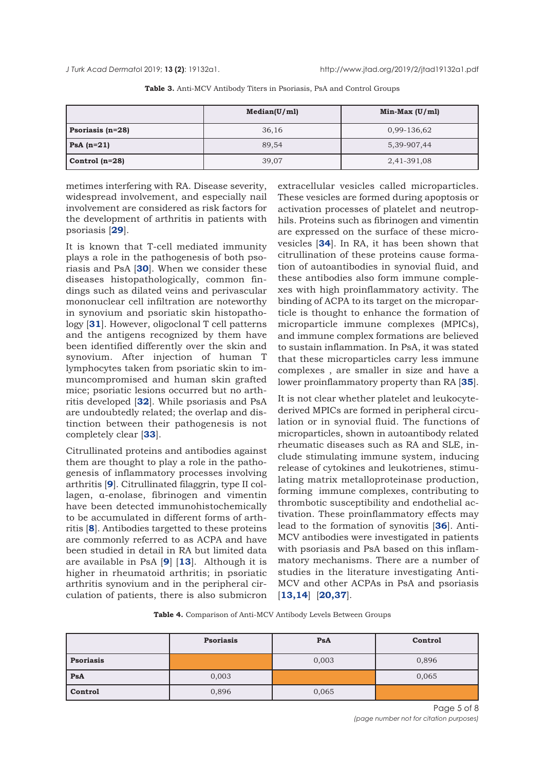**Table 3.** Anti-MCV Antibody Titers in Psoriasis, PsA and Control Groups

| | Median(U/ml) | Min-Max (U/ml) |
|---|---|---|
| **Psoriasis (n=28)** | 36,16 | 0,99-136,62 |
| **PsA (n=21)** | 89,54 | 5,39-907,44 |
| **Control (n=28)** | 39,07 | 2,41-391,08 |

metimes interfering with RA. Disease severity, widespread involvement, and especially nail involvement are considered as risk factors for the development of arthritis in patients with psoriasis [29].

It is known that T-cell mediated immunity plays a role in the pathogenesis of both psoriasis and PsA [30]. When we consider these diseases histopathologically, common findings such as dilated veins and perivascular mononuclear cell infiltration are noteworthy in synovium and psoriatic skin histopathology [31]. However, oligoclonal T cell patterns and the antigens recognized by them have been identified differently over the skin and synovium. After injection of human T lymphocytes taken from psoriatic skin to immuncompromised and human skin grafted mice; psoriatic lesions occurred but no arthritis developed [32]. While psoriasis and PsA are undoubtedly related; the overlap and distinction between their pathogenesis is not completely clear [33].

Citrullinated proteins and antibodies against them are thought to play a role in the pathogenesis of inflammatory processes involving arthritis [9]. Citrullinated filaggrin, type II collagen, α-enolase, fibrinogen and vimentin have been detected immunohistochemically to be accumulated in different forms of arthritis [8]. Antibodies targetted to these proteins are commonly referred to as ACPA and have been studied in detail in RA but limited data are available in PsA [9] [13]. Although it is higher in rheumatoid arthritis; in psoriatic arthritis synovium and in the peripheral circulation of patients, there is also submicron extracellular vesicles called microparticles. These vesicles are formed during apoptosis or activation processes of platelet and neutrophils. Proteins such as fibrinogen and vimentin are expressed on the surface of these microvesicles [34]. In RA, it has been shown that citrullination of these proteins cause formation of autoantibodies in synovial fluid, and these antibodies also form immune complexes with high proinflammatory activity. The binding of ACPA to its target on the microparticle is thought to enhance the formation of microparticle immune complexes (MPICs), and immune complex formations are believed to sustain inflammation. In PsA, it was stated that these microparticles carry less immune complexes , are smaller in size and have a lower proinflammatory property than RA [35].

It is not clear whether platelet and leukocyte-derived MPICs are formed in peripheral circulation or in synovial fluid. The functions of microparticles, shown in autoantibody related rheumatic diseases such as RA and SLE, include stimulating immune system, inducing release of cytokines and leukotrienes, stimulating matrix metalloproteinase production, forming immune complexes, contributing to thrombotic susceptibility and endothelial activation. These proinflammatory effects may lead to the formation of synovitis [36]. Anti-MCV antibodies were investigated in patients with psoriasis and PsA based on this inflammatory mechanisms. There are a number of studies in the literature investigating Anti-MCV and other ACPAs in PsA and psoriasis [13,14] [20,37].

**Table 4.** Comparison of Anti-MCV Antibody Levels Between Groups

| | Psoriasis | PsA | Control |
|---|---|---|---|
| **Psoriasis** | | 0,003 | 0,896 |
| **PsA** | 0,003 | | 0,065 |
| **Control** | 0,896 | 0,065 | |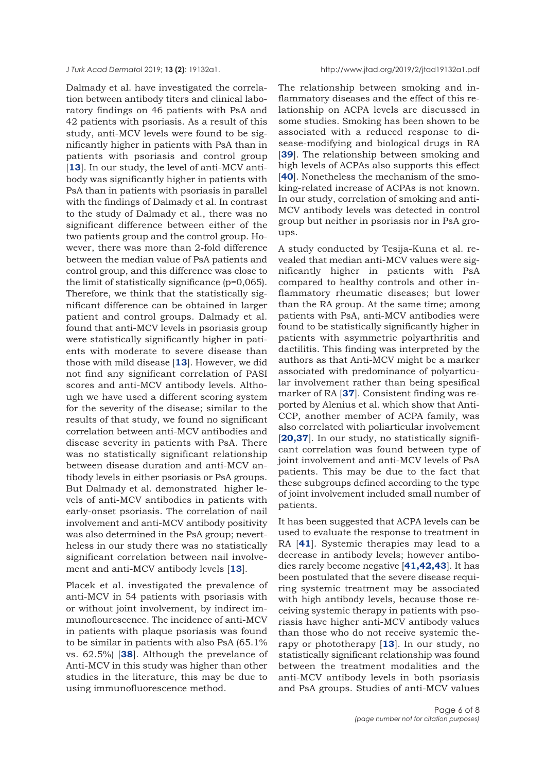Dalmady et al. have investigated the correlation between antibody titers and clinical laboratory findings on 46 patients with PsA and 42 patients with psoriasis. As a result of this study, anti-MCV levels were found to be significantly higher in patients with PsA than in patients with psoriasis and control group [**13**]. In our study, the level of anti-MCV antibody was significantly higher in patients with PsA than in patients with psoriasis in parallel with the findings of Dalmady et al. In contrast to the study of Dalmady et al., there was no significant difference between either of the two patients group and the control group. However, there was more than 2-fold difference between the median value of PsA patients and control group, and this difference was close to the limit of statistically significance (p=0,065). Therefore, we think that the statistically significant difference can be obtained in larger patient and control groups. Dalmady et al. found that anti-MCV levels in psoriasis group were statistically significantly higher in patients with moderate to severe disease than those with mild disease [**13**]. However, we did not find any significant correlation of PASI scores and anti-MCV antibody levels. Although we have used a different scoring system for the severity of the disease; similar to the results of that study, we found no significant correlation between anti-MCV antibodies and disease severity in patients with PsA. There was no statistically significant relationship between disease duration and anti-MCV antibody levels in either psoriasis or PsA groups. But Dalmady et al. demonstrated higher levels of anti-MCV antibodies in patients with early-onset psoriasis. The correlation of nail involvement and anti-MCV antibody positivity was also determined in the PsA group; nevertheless in our study there was no statistically significant correlation between nail involvement and anti-MCV antibody levels [**13**].

Placek et al. investigated the prevalence of anti-MCV in 54 patients with psoriasis with or without joint involvement, by indirect immunoflourescence. The incidence of anti-MCV in patients with plaque psoriasis was found to be similar in patients with also PsA (65.1% vs. 62.5%) [**38**]. Although the prevelance of Anti-MCV in this study was higher than other studies in the literature, this may be due to using immunofluorescence method.

The relationship between smoking and inflammatory diseases and the effect of this relationship on ACPA levels are discussed in some studies. Smoking has been shown to be associated with a reduced response to disease-modifying and biological drugs in RA [**39**]. The relationship between smoking and high levels of ACPAs also supports this effect [**40**]. Nonetheless the mechanism of the smoking-related increase of ACPAs is not known. In our study, correlation of smoking and anti-MCV antibody levels was detected in control group but neither in psoriasis nor in PsA groups.

A study conducted by Tesija-Kuna et al. revealed that median anti-MCV values were significantly higher in patients with PsA compared to healthy controls and other inflammatory rheumatic diseases; but lower than the RA group. At the same time; among patients with PsA, anti-MCV antibodies were found to be statistically significantly higher in patients with asymmetric polyarthritis and dactilitis. This finding was interpreted by the authors as that Anti-MCV might be a marker associated with predominance of polyarticular involvement rather than being spesifical marker of RA [**37**]. Consistent finding was reported by Alenius et al. which show that Anti-CCP, another member of ACPA family, was also correlated with poliarticular involvement [**20,37**]. In our study, no statistically significant correlation was found between type of joint involvement and anti-MCV levels of PsA patients. This may be due to the fact that these subgroups defined according to the type of joint involvement included small number of patients.

It has been suggested that ACPA levels can be used to evaluate the response to treatment in RA [**41**]. Systemic therapies may lead to a decrease in antibody levels; however antibodies rarely become negative [**41,42,43**]. It has been postulated that the severe disease requiring systemic treatment may be associated with high antibody levels, because those receiving systemic therapy in patients with psoriasis have higher anti-MCV antibody values than those who do not receive systemic therapy or phototherapy [**13**]. In our study, no statistically significant relationship was found between the treatment modalities and the anti-MCV antibody levels in both psoriasis and PsA groups. Studies of anti-MCV values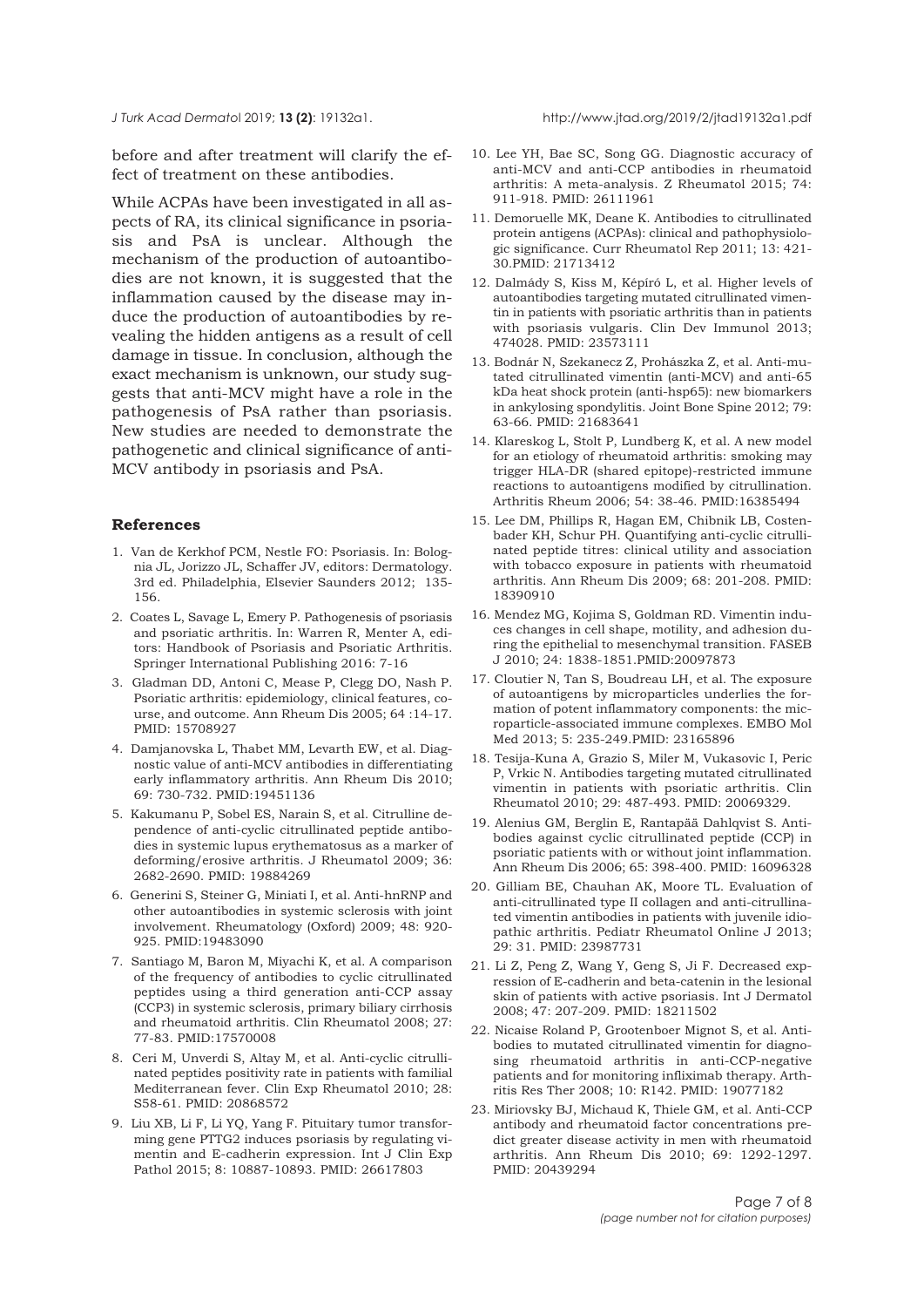before and after treatment will clarify the effect of treatment on these antibodies.

While ACPAs have been investigated in all aspects of RA, its clinical significance in psoriasis and PsA is unclear. Although the mechanism of the production of autoantibodies are not known, it is suggested that the inflammation caused by the disease may induce the production of autoantibodies by revealing the hidden antigens as a result of cell damage in tissue. In conclusion, although the exact mechanism is unknown, our study suggests that anti-MCV might have a role in the pathogenesis of PsA rather than psoriasis. New studies are needed to demonstrate the pathogenetic and clinical significance of anti-MCV antibody in psoriasis and PsA.

## References

1. Van de Kerkhof PCM, Nestle FO: Psoriasis. In: Bolognia JL, Jorizzo JL, Schaffer JV, editors: Dermatology. 3rd ed. Philadelphia, Elsevier Saunders 2012; 135-156.
2. Coates L, Savage L, Emery P. Pathogenesis of psoriasis and psoriatic arthritis. In: Warren R, Menter A, editors: Handbook of Psoriasis and Psoriatic Arthritis. Springer International Publishing 2016: 7-16
3. Gladman DD, Antoni C, Mease P, Clegg DO, Nash P. Psoriatic arthritis: epidemiology, clinical features, course, and outcome. Ann Rheum Dis 2005; 64 :14-17. PMID: 15708927
4. Damjanovska L, Thabet MM, Levarth EW, et al. Diagnostic value of anti-MCV antibodies in differentiating early inflammatory arthritis. Ann Rheum Dis 2010; 69: 730-732. PMID:19451136
5. Kakumanu P, Sobel ES, Narain S, et al. Citrulline dependence of anti-cyclic citrullinated peptide antibodies in systemic lupus erythematosus as a marker of deforming/erosive arthritis. J Rheumatol 2009; 36: 2682-2690. PMID: 19884269
6. Generini S, Steiner G, Miniati I, et al. Anti-hnRNP and other autoantibodies in systemic sclerosis with joint involvement. Rheumatology (Oxford) 2009; 48: 920-925. PMID:19483090
7. Santiago M, Baron M, Miyachi K, et al. A comparison of the frequency of antibodies to cyclic citrullinated peptides using a third generation anti-CCP assay (CCP3) in systemic sclerosis, primary biliary cirrhosis and rheumatoid arthritis. Clin Rheumatol 2008; 27: 77-83. PMID:17570008
8. Ceri M, Unverdi S, Altay M, et al. Anti-cyclic citrullinated peptides positivity rate in patients with familial Mediterranean fever. Clin Exp Rheumatol 2010; 28: S58-61. PMID: 20868572
9. Liu XB, Li F, Li YQ, Yang F. Pituitary tumor transforming gene PTTG2 induces psoriasis by regulating vimentin and E-cadherin expression. Int J Clin Exp Pathol 2015; 8: 10887-10893. PMID: 26617803
10. Lee YH, Bae SC, Song GG. Diagnostic accuracy of anti-MCV and anti-CCP antibodies in rheumatoid arthritis: A meta-analysis. Z Rheumatol 2015; 74: 911-918. PMID: 26111961
11. Demoruelle MK, Deane K. Antibodies to citrullinated protein antigens (ACPAs): clinical and pathophysiologic significance. Curr Rheumatol Rep 2011; 13: 421-30.PMID: 21713412
12. Dalmády S, Kiss M, Képíró L, et al. Higher levels of autoantibodies targeting mutated citrullinated vimentin in patients with psoriatic arthritis than in patients with psoriasis vulgaris. Clin Dev Immunol 2013; 474028. PMID: 23573111
13. Bodnár N, Szekanecz Z, Prohászka Z, et al. Anti-mutated citrullinated vimentin (anti-MCV) and anti-65 kDa heat shock protein (anti-hsp65): new biomarkers in ankylosing spondylitis. Joint Bone Spine 2012; 79: 63-66. PMID: 21683641
14. Klareskog L, Stolt P, Lundberg K, et al. A new model for an etiology of rheumatoid arthritis: smoking may trigger HLA-DR (shared epitope)-restricted immune reactions to autoantigens modified by citrullination. Arthritis Rheum 2006; 54: 38-46. PMID:16385494
15. Lee DM, Phillips R, Hagan EM, Chibnik LB, Costenbader KH, Schur PH. Quantifying anti-cyclic citrullinated peptide titres: clinical utility and association with tobacco exposure in patients with rheumatoid arthritis. Ann Rheum Dis 2009; 68: 201-208. PMID: 18390910
16. Mendez MG, Kojima S, Goldman RD. Vimentin induces changes in cell shape, motility, and adhesion during the epithelial to mesenchymal transition. FASEB J 2010; 24: 1838-1851.PMID:20097873
17. Cloutier N, Tan S, Boudreau LH, et al. The exposure of autoantigens by microparticles underlies the formation of potent inflammatory components: the microparticle-associated immune complexes. EMBO Mol Med 2013; 5: 235-249.PMID: 23165896
18. Tesija-Kuna A, Grazio S, Miler M, Vukasovic I, Peric P, Vrkic N. Antibodies targeting mutated citrullinated vimentin in patients with psoriatic arthritis. Clin Rheumatol 2010; 29: 487-493. PMID: 20069329.
19. Alenius GM, Berglin E, Rantapää Dahlqvist S. Antibodies against cyclic citrullinated peptide (CCP) in psoriatic patients with or without joint inflammation. Ann Rheum Dis 2006; 65: 398-400. PMID: 16096328
20. Gilliam BE, Chauhan AK, Moore TL. Evaluation of anti-citrullinated type II collagen and anti-citrullinated vimentin antibodies in patients with juvenile idiopathic arthritis. Pediatr Rheumatol Online J 2013; 29: 31. PMID: 23987731
21. Li Z, Peng Z, Wang Y, Geng S, Ji F. Decreased expression of E-cadherin and beta-catenin in the lesional skin of patients with active psoriasis. Int J Dermatol 2008; 47: 207-209. PMID: 18211502
22. Nicaise Roland P, Grootenboer Mignot S, et al. Antibodies to mutated citrullinated vimentin for diagnosing rheumatoid arthritis in anti-CCP-negative patients and for monitoring infliximab therapy. Arthritis Res Ther 2008; 10: R142. PMID: 19077182
23. Miriovsky BJ, Michaud K, Thiele GM, et al. Anti-CCP antibody and rheumatoid factor concentrations predict greater disease activity in men with rheumatoid arthritis. Ann Rheum Dis 2010; 69: 1292-1297. PMID: 20439294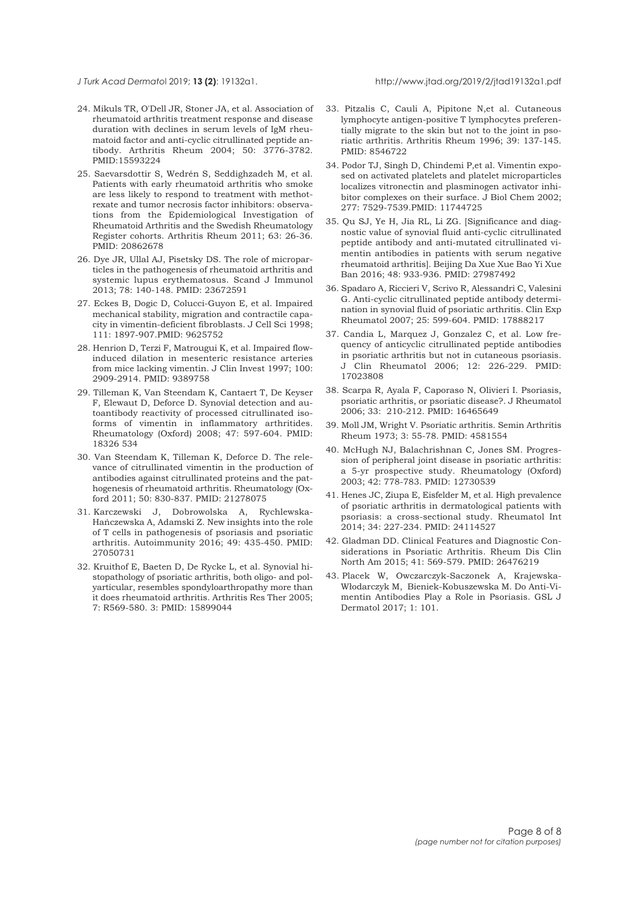24. Mikuls TR, O'Dell JR, Stoner JA, et al. Association of rheumatoid arthritis treatment response and disease duration with declines in serum levels of IgM rheumatoid factor and anti-cyclic citrullinated peptide antibody. Arthritis Rheum 2004; 50: 3776-3782. PMID:15593224

25. Saevarsdottir S, Wedrén S, Seddighzadeh M, et al. Patients with early rheumatoid arthritis who smoke are less likely to respond to treatment with methotrexate and tumor necrosis factor inhibitors: observations from the Epidemiological Investigation of Rheumatoid Arthritis and the Swedish Rheumatology Register cohorts. Arthritis Rheum 2011; 63: 26-36. PMID: 20862678

26. Dye JR, Ullal AJ, Pisetsky DS. The role of microparticles in the pathogenesis of rheumatoid arthritis and systemic lupus erythematosus. Scand J Immunol 2013; 78: 140-148. PMID: 23672591

27. Eckes B, Dogic D, Colucci-Guyon E, et al. Impaired mechanical stability, migration and contractile capacity in vimentin-deficient fibroblasts. J Cell Sci 1998; 111: 1897-907.PMID: 9625752

28. Henrion D, Terzi F, Matrougui K, et al. Impaired flow-induced dilation in mesenteric resistance arteries from mice lacking vimentin. J Clin Invest 1997; 100: 2909-2914. PMID: 9389758

29. Tilleman K, Van Steendam K, Cantaert T, De Keyser F, Elewaut D, Deforce D. Synovial detection and autoantibody reactivity of processed citrullinated isoforms of vimentin in inflammatory arthritides. Rheumatology (Oxford) 2008; 47: 597-604. PMID: 18326 534

30. Van Steendam K, Tilleman K, Deforce D. The relevance of citrullinated vimentin in the production of antibodies against citrullinated proteins and the pathogenesis of rheumatoid arthritis. Rheumatology (Oxford 2011; 50: 830-837. PMID: 21278075

31. Karczewski J, Dobrowolska A, Rychlewska-Hańczewska A, Adamski Z. New insights into the role of T cells in pathogenesis of psoriasis and psoriatic arthritis. Autoimmunity 2016; 49: 435-450. PMID: 27050731

32. Kruithof E, Baeten D, De Rycke L, et al. Synovial histopathology of psoriatic arthritis, both oligo- and polyarticular, resembles spondyloarthropathy more than it does rheumatoid arthritis. Arthritis Res Ther 2005; 7: R569-580. 3: PMID: 15899044

33. Pitzalis C, Cauli A, Pipitone N,et al. Cutaneous lymphocyte antigen-positive T lymphocytes preferentially migrate to the skin but not to the joint in psoriatic arthritis. Arthritis Rheum 1996; 39: 137-145. PMID: 8546722

34. Podor TJ, Singh D, Chindemi P,et al. Vimentin exposed on activated platelets and platelet microparticles localizes vitronectin and plasminogen activator inhibitor complexes on their surface. J Biol Chem 2002; 277: 7529-7539.PMID: 11744725

35. Qu SJ, Ye H, Jia RL, Li ZG. [Significance and diagnostic value of synovial fluid anti-cyclic citrullinated peptide antibody and anti-mutated citrullinated vimentin antibodies in patients with serum negative rheumatoid arthritis]. Beijing Da Xue Xue Bao Yi Xue Ban 2016; 48: 933-936. PMID: 27987492

36. Spadaro A, Riccieri V, Scrivo R, Alessandri C, Valesini G. Anti-cyclic citrullinated peptide antibody determination in synovial fluid of psoriatic arthritis. Clin Exp Rheumatol 2007; 25: 599-604. PMID: 17888217

37. Candia L, Marquez J, Gonzalez C, et al. Low frequency of anticyclic citrullinated peptide antibodies in psoriatic arthritis but not in cutaneous psoriasis. J Clin Rheumatol 2006; 12: 226-229. PMID: 17023808

38. Scarpa R, Ayala F, Caporaso N, Olivieri I. Psoriasis, psoriatic arthritis, or psoriatic disease?. J Rheumatol 2006; 33: 210-212. PMID: 16465649

39. Moll JM, Wright V. Psoriatic arthritis. Semin Arthritis Rheum 1973; 3: 55-78. PMID: 4581554

40. McHugh NJ, Balachrishnan C, Jones SM. Progression of peripheral joint disease in psoriatic arthritis: a 5-yr prospective study. Rheumatology (Oxford) 2003; 42: 778-783. PMID: 12730539

41. Henes JC, Ziupa E, Eisfelder M, et al. High prevalence of psoriatic arthritis in dermatological patients with psoriasis: a cross-sectional study. Rheumatol Int 2014; 34: 227-234. PMID: 24114527

42. Gladman DD. Clinical Features and Diagnostic Considerations in Psoriatic Arthritis. Rheum Dis Clin North Am 2015; 41: 569-579. PMID: 26476219

43. Placek W, Owczarczyk-Saczonek A, Krajewska-Włodarczyk M, Bieniek-Kobuszewska M. Do Anti-Vimentin Antibodies Play a Role in Psoriasis. GSL J Dermatol 2017; 1: 101.